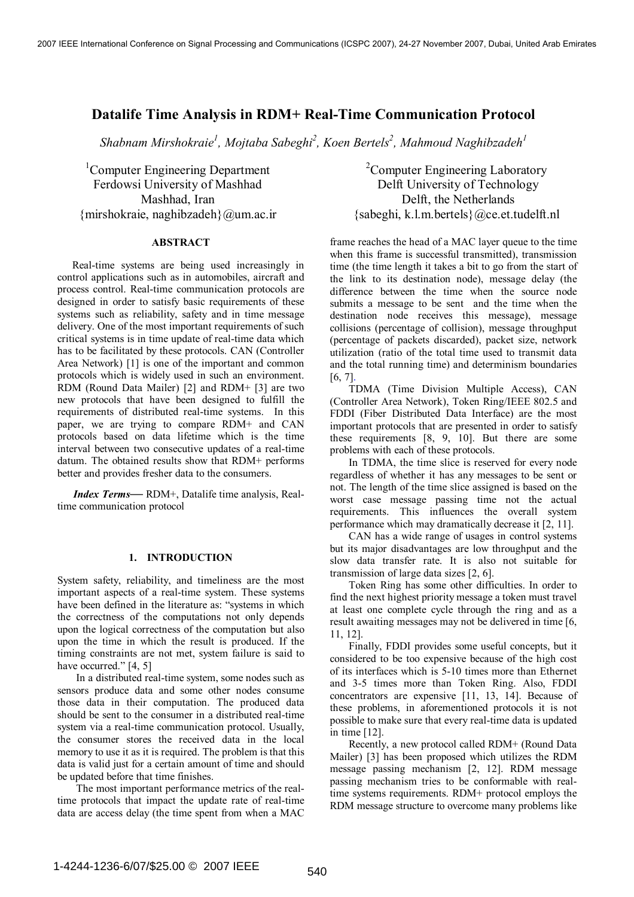# Datalife Time Analysis in RDM+ Real-Time Communication Protocol

*Shabnam Mirshokraie[1], Mojtaba Sabeghi[2], Koen Bertels[2], Mahmoud Naghibzadeh[1]*

[1]Computer Engineering Department
Ferdowsi University of Mashhad
Mashhad, Iran
{mirshokraie, naghibzadeh}@um.ac.ir

[2]Computer Engineering Laboratory
Delft University of Technology
Delft, the Netherlands
{sabeghi, k.l.m.bertels}@ce.et.tudelft.nl

## ABSTRACT

Real-time systems are being used increasingly in control applications such as in automobiles, aircraft and process control. Real-time communication protocols are designed in order to satisfy basic requirements of these systems such as reliability, safety and in time message delivery. One of the most important requirements of such critical systems is in time update of real-time data which has to be facilitated by these protocols. CAN (Controller Area Network) [1] is one of the important and common protocols which is widely used in such an environment. RDM (Round Data Mailer) [2] and RDM+ [3] are two new protocols that have been designed to fulfill the requirements of distributed real-time systems. In this paper, we are trying to compare RDM+ and CAN protocols based on data lifetime which is the time interval between two consecutive updates of a real-time datum. The obtained results show that RDM+ performs better and provides fresher data to the consumers.

***Index Terms***— RDM+, Datalife time analysis, Real-time communication protocol

## 1. INTRODUCTION

System safety, reliability, and timeliness are the most important aspects of a real-time system. These systems have been defined in the literature as: "systems in which the correctness of the computations not only depends upon the logical correctness of the computation but also upon the time in which the result is produced. If the timing constraints are not met, system failure is said to have occurred." [4, 5]

In a distributed real-time system, some nodes such as sensors produce data and some other nodes consume those data in their computation. The produced data should be sent to the consumer in a distributed real-time system via a real-time communication protocol. Usually, the consumer stores the received data in the local memory to use it as it is required. The problem is that this data is valid just for a certain amount of time and should be updated before that time finishes.

The most important performance metrics of the real-time protocols that impact the update rate of real-time data are access delay (the time spent from when a MAC frame reaches the head of a MAC layer queue to the time when this frame is successful transmitted), transmission time (the time length it takes a bit to go from the start of the link to its destination node), message delay (the difference between the time when the source node submits a message to be sent and the time when the destination node receives this message), message collisions (percentage of collision), message throughput (percentage of packets discarded), packet size, network utilization (ratio of the total time used to transmit data and the total running time) and determinism boundaries [6, 7].

TDMA (Time Division Multiple Access), CAN (Controller Area Network), Token Ring/IEEE 802.5 and FDDI (Fiber Distributed Data Interface) are the most important protocols that are presented in order to satisfy these requirements [8, 9, 10]. But there are some problems with each of these protocols.

In TDMA, the time slice is reserved for every node regardless of whether it has any messages to be sent or not. The length of the time slice assigned is based on the worst case message passing time not the actual requirements. This influences the overall system performance which may dramatically decrease it [2, 11].

CAN has a wide range of usages in control systems but its major disadvantages are low throughput and the slow data transfer rate. It is also not suitable for transmission of large data sizes [2, 6].

Token Ring has some other difficulties. In order to find the next highest priority message a token must travel at least one complete cycle through the ring and as a result awaiting messages may not be delivered in time [6, 11, 12].

Finally, FDDI provides some useful concepts, but it considered to be too expensive because of the high cost of its interfaces which is 5-10 times more than Ethernet and 3-5 times more than Token Ring. Also, FDDI concentrators are expensive [11, 13, 14]. Because of these problems, in aforementioned protocols it is not possible to make sure that every real-time data is updated in time [12].

Recently, a new protocol called RDM+ (Round Data Mailer) [3] has been proposed which utilizes the RDM message passing mechanism [2, 12]. RDM message passing mechanism tries to be conformable with real-time systems requirements. RDM+ protocol employs the RDM message structure to overcome many problems like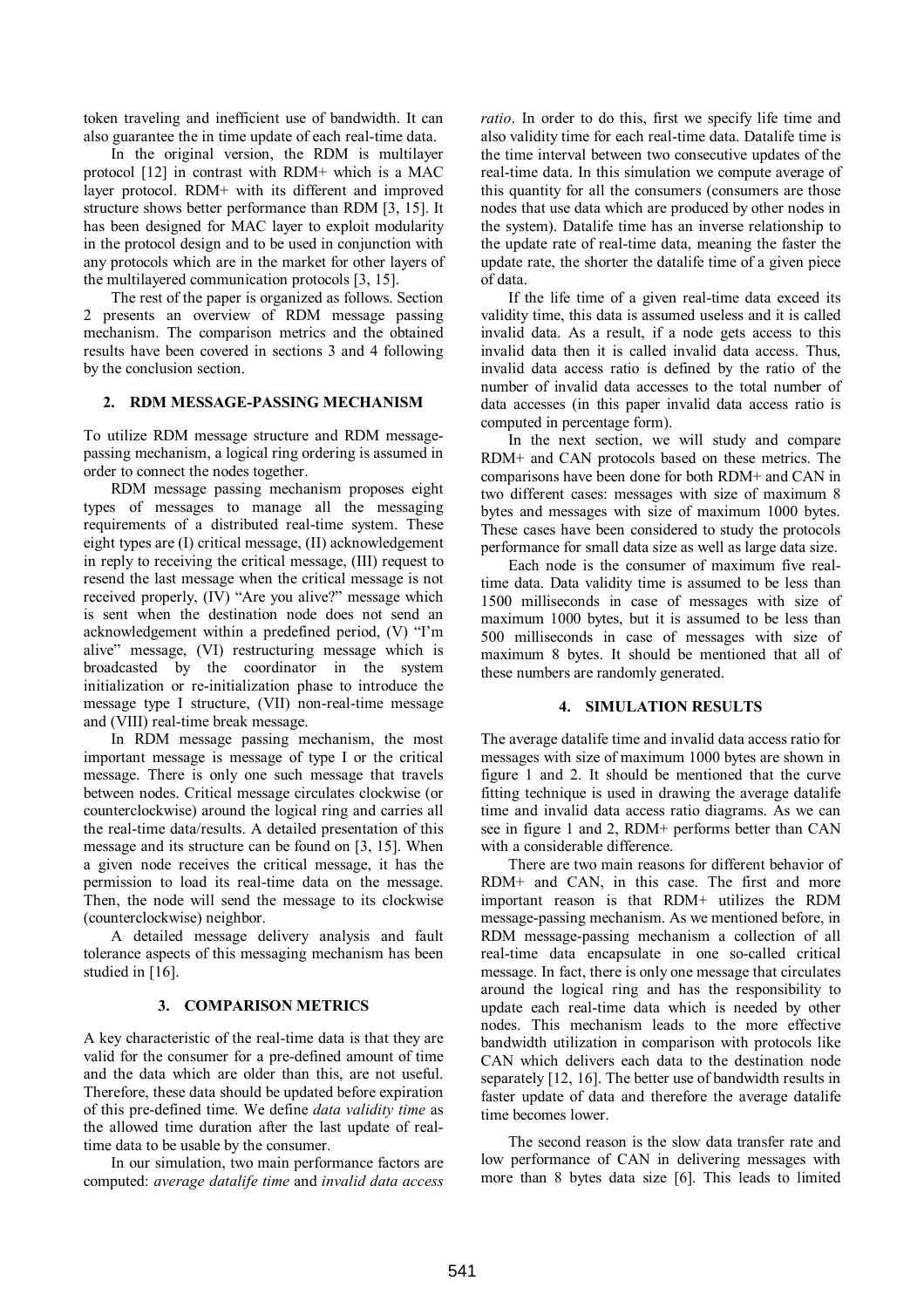token traveling and inefficient use of bandwidth. It can also guarantee the in time update of each real-time data.

In the original version, the RDM is multilayer protocol [12] in contrast with RDM+ which is a MAC layer protocol. RDM+ with its different and improved structure shows better performance than RDM [3, 15]. It has been designed for MAC layer to exploit modularity in the protocol design and to be used in conjunction with any protocols which are in the market for other layers of the multilayered communication protocols [3, 15].

The rest of the paper is organized as follows. Section 2 presents an overview of RDM message passing mechanism. The comparison metrics and the obtained results have been covered in sections 3 and 4 following by the conclusion section.

## 2. RDM MESSAGE-PASSING MECHANISM

To utilize RDM message structure and RDM message-passing mechanism, a logical ring ordering is assumed in order to connect the nodes together.

RDM message passing mechanism proposes eight types of messages to manage all the messaging requirements of a distributed real-time system. These eight types are (I) critical message, (II) acknowledgement in reply to receiving the critical message, (III) request to resend the last message when the critical message is not received properly, (IV) "Are you alive?" message which is sent when the destination node does not send an acknowledgement within a predefined period, (V) "I'm alive" message, (VI) restructuring message which is broadcasted by the coordinator in the system initialization or re-initialization phase to introduce the message type I structure, (VII) non-real-time message and (VIII) real-time break message.

In RDM message passing mechanism, the most important message is message of type I or the critical message. There is only one such message that travels between nodes. Critical message circulates clockwise (or counterclockwise) around the logical ring and carries all the real-time data/results. A detailed presentation of this message and its structure can be found on [3, 15]. When a given node receives the critical message, it has the permission to load its real-time data on the message. Then, the node will send the message to its clockwise (counterclockwise) neighbor.

A detailed message delivery analysis and fault tolerance aspects of this messaging mechanism has been studied in [16].

## 3. COMPARISON METRICS

A key characteristic of the real-time data is that they are valid for the consumer for a pre-defined amount of time and the data which are older than this, are not useful. Therefore, these data should be updated before expiration of this pre-defined time. We define *data validity time* as the allowed time duration after the last update of real-time data to be usable by the consumer.

In our simulation, two main performance factors are computed: *average datalife time* and *invalid data access ratio*. In order to do this, first we specify life time and also validity time for each real-time data. Datalife time is the time interval between two consecutive updates of the real-time data. In this simulation we compute average of this quantity for all the consumers (consumers are those nodes that use data which are produced by other nodes in the system). Datalife time has an inverse relationship to the update rate of real-time data, meaning the faster the update rate, the shorter the datalife time of a given piece of data.

If the life time of a given real-time data exceed its validity time, this data is assumed useless and it is called invalid data. As a result, if a node gets access to this invalid data then it is called invalid data access. Thus, invalid data access ratio is defined by the ratio of the number of invalid data accesses to the total number of data accesses (in this paper invalid data access ratio is computed in percentage form).

In the next section, we will study and compare RDM+ and CAN protocols based on these metrics. The comparisons have been done for both RDM+ and CAN in two different cases: messages with size of maximum 8 bytes and messages with size of maximum 1000 bytes. These cases have been considered to study the protocols performance for small data size as well as large data size.

Each node is the consumer of maximum five real-time data. Data validity time is assumed to be less than 1500 milliseconds in case of messages with size of maximum 1000 bytes, but it is assumed to be less than 500 milliseconds in case of messages with size of maximum 8 bytes. It should be mentioned that all of these numbers are randomly generated.

## 4. SIMULATION RESULTS

The average datalife time and invalid data access ratio for messages with size of maximum 1000 bytes are shown in figure 1 and 2. It should be mentioned that the curve fitting technique is used in drawing the average datalife time and invalid data access ratio diagrams. As we can see in figure 1 and 2, RDM+ performs better than CAN with a considerable difference.

There are two main reasons for different behavior of RDM+ and CAN, in this case. The first and more important reason is that RDM+ utilizes the RDM message-passing mechanism. As we mentioned before, in RDM message-passing mechanism a collection of all real-time data encapsulate in one so-called critical message. In fact, there is only one message that circulates around the logical ring and has the responsibility to update each real-time data which is needed by other nodes. This mechanism leads to the more effective bandwidth utilization in comparison with protocols like CAN which delivers each data to the destination node separately [12, 16]. The better use of bandwidth results in faster update of data and therefore the average datalife time becomes lower.

The second reason is the slow data transfer rate and low performance of CAN in delivering messages with more than 8 bytes data size [6]. This leads to limited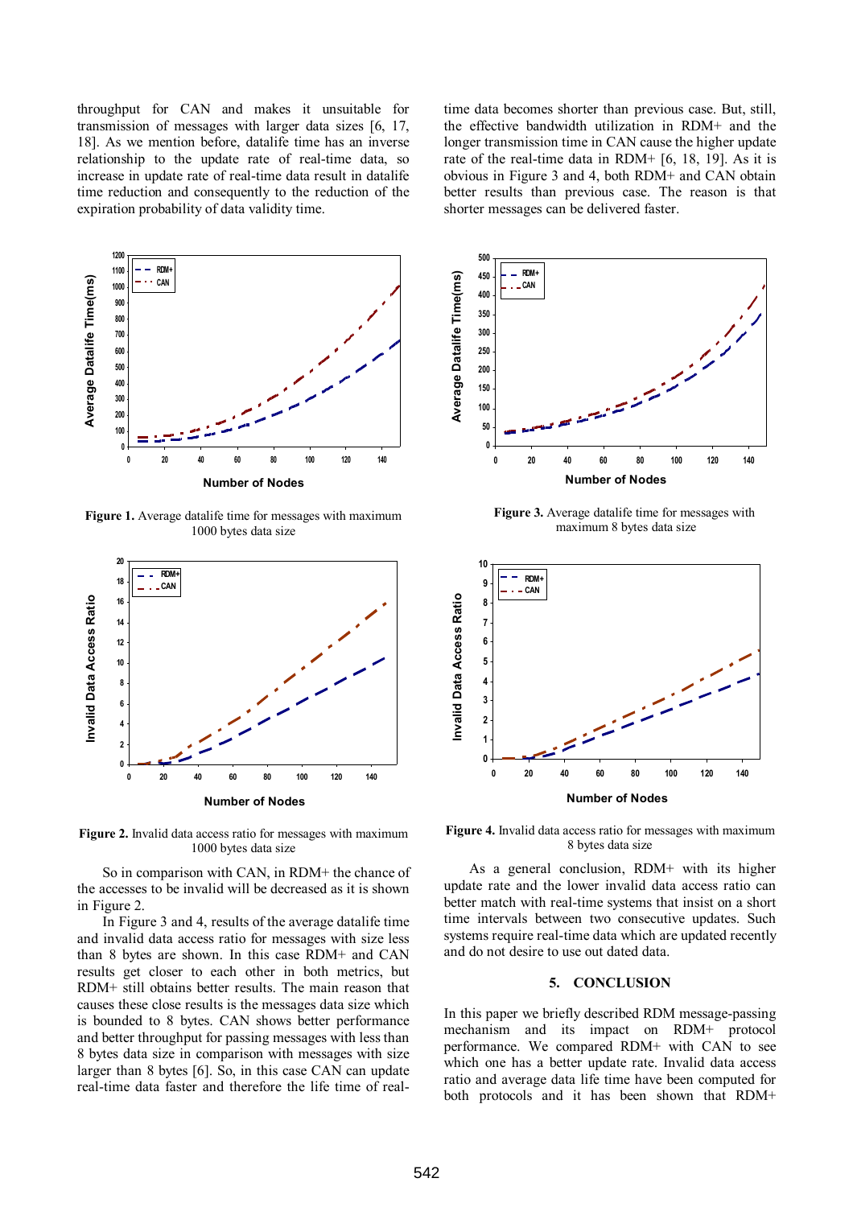throughput for CAN and makes it unsuitable for transmission of messages with larger data sizes [6, 17, 18]. As we mention before, datalife time has an inverse relationship to the update rate of real-time data, so increase in update rate of real-time data result in datalife time reduction and consequently to the reduction of the expiration probability of data validity time.

Figure 1. Average datalife time for messages with maximum 1000 bytes data size

Figure 2. Invalid data access ratio for messages with maximum 1000 bytes data size

So in comparison with CAN, in RDM+ the chance of the accesses to be invalid will be decreased as it is shown in Figure 2.

In Figure 3 and 4, results of the average datalife time and invalid data access ratio for messages with size less than 8 bytes are shown. In this case RDM+ and CAN results get closer to each other in both metrics, but RDM+ still obtains better results. The main reason that causes these close results is the messages data size which is bounded to 8 bytes. CAN shows better performance and better throughput for passing messages with less than 8 bytes data size in comparison with messages with size larger than 8 bytes [6]. So, in this case CAN can update real-time data faster and therefore the life time of real-time data becomes shorter than previous case. But, still, the effective bandwidth utilization in RDM+ and the longer transmission time in CAN cause the higher update rate of the real-time data in RDM+ [6, 18, 19]. As it is obvious in Figure 3 and 4, both RDM+ and CAN obtain better results than previous case. The reason is that shorter messages can be delivered faster.

Figure 3. Average datalife time for messages with maximum 8 bytes data size

Figure 4. Invalid data access ratio for messages with maximum 8 bytes data size

As a general conclusion, RDM+ with its higher update rate and the lower invalid data access ratio can better match with real-time systems that insist on a short time intervals between two consecutive updates. Such systems require real-time data which are updated recently and do not desire to use out dated data.

## 5. CONCLUSION

In this paper we briefly described RDM message-passing mechanism and its impact on RDM+ protocol performance. We compared RDM+ with CAN to see which one has a better update rate. Invalid data access ratio and average data life time have been computed for both protocols and it has been shown that RDM+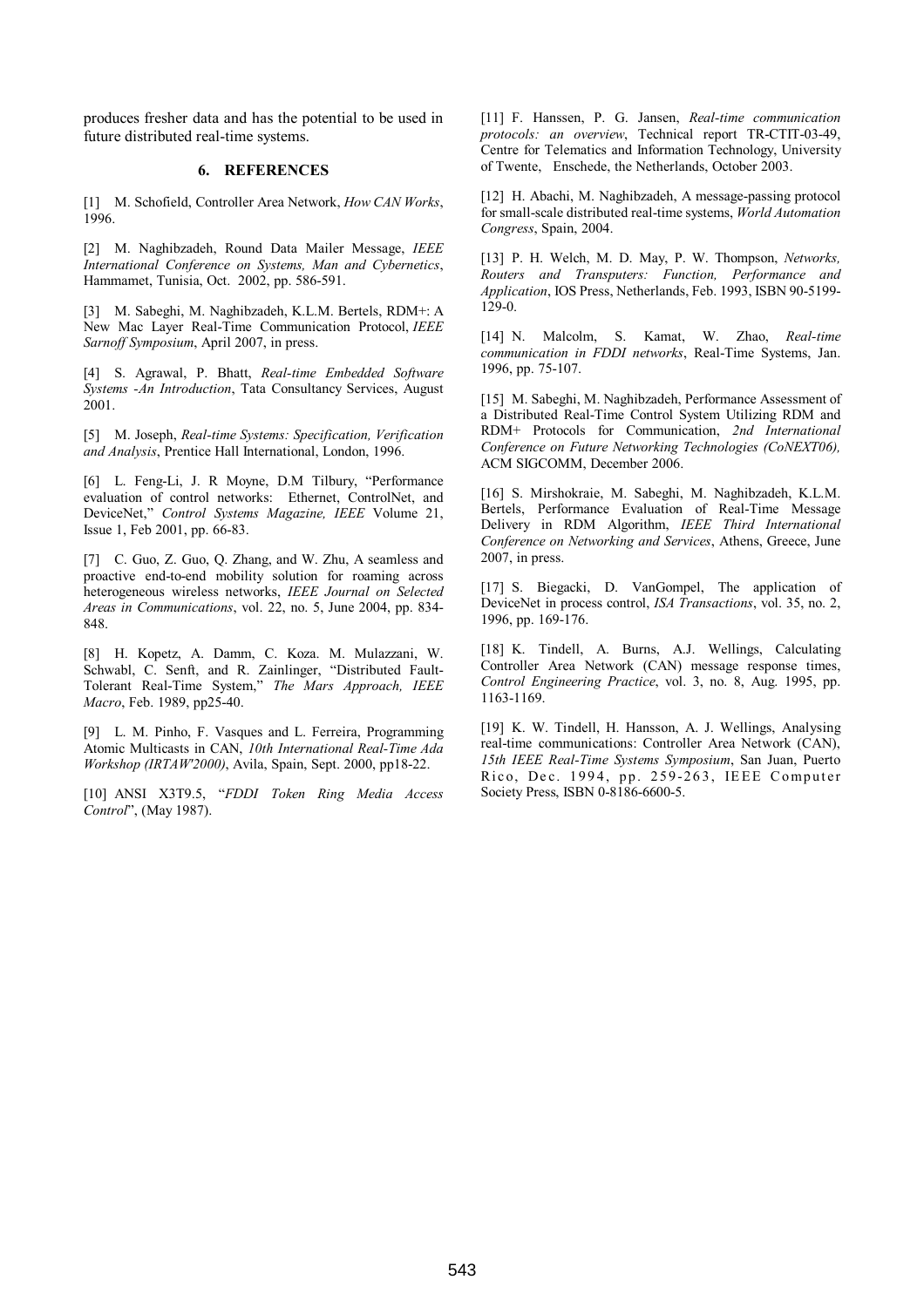produces fresher data and has the potential to be used in future distributed real-time systems.

## 6. REFERENCES

[1] M. Schofield, Controller Area Network, *How CAN Works*, 1996.

[2] M. Naghibzadeh, Round Data Mailer Message, *IEEE International Conference on Systems, Man and Cybernetics*, Hammamet, Tunisia, Oct. 2002, pp. 586-591.

[3] M. Sabeghi, M. Naghibzadeh, K.L.M. Bertels, RDM+: A New Mac Layer Real-Time Communication Protocol, *IEEE Sarnoff Symposium*, April 2007, in press.

[4] S. Agrawal, P. Bhatt, *Real-time Embedded Software Systems -An Introduction*, Tata Consultancy Services, August 2001.

[5] M. Joseph, *Real-time Systems: Specification, Verification and Analysis*, Prentice Hall International, London, 1996.

[6] L. Feng-Li, J. R Moyne, D.M Tilbury, "Performance evaluation of control networks: Ethernet, ControlNet, and DeviceNet," *Control Systems Magazine, IEEE* Volume 21, Issue 1, Feb 2001, pp. 66-83.

[7] C. Guo, Z. Guo, Q. Zhang, and W. Zhu, A seamless and proactive end-to-end mobility solution for roaming across heterogeneous wireless networks, *IEEE Journal on Selected Areas in Communications*, vol. 22, no. 5, June 2004, pp. 834-848.

[8] H. Kopetz, A. Damm, C. Koza. M. Mulazzani, W. Schwabl, C. Senft, and R. Zainlinger, "Distributed Fault-Tolerant Real-Time System," *The Mars Approach, IEEE Macro*, Feb. 1989, pp25-40.

[9] L. M. Pinho, F. Vasques and L. Ferreira, Programming Atomic Multicasts in CAN, *10th International Real-Time Ada Workshop (IRTAW'2000)*, Avila, Spain, Sept. 2000, pp18-22.

[10] ANSI X3T9.5, "*FDDI Token Ring Media Access Control*", (May 1987).

[11] F. Hanssen, P. G. Jansen, *Real-time communication protocols: an overview*, Technical report TR-CTIT-03-49, Centre for Telematics and Information Technology, University of Twente, Enschede, the Netherlands, October 2003.

[12] H. Abachi, M. Naghibzadeh, A message-passing protocol for small-scale distributed real-time systems, *World Automation Congress*, Spain, 2004.

[13] P. H. Welch, M. D. May, P. W. Thompson, *Networks, Routers and Transputers: Function, Performance and Application*, IOS Press, Netherlands, Feb. 1993, ISBN 90-5199-129-0.

[14] N. Malcolm, S. Kamat, W. Zhao, *Real-time communication in FDDI networks*, Real-Time Systems, Jan. 1996, pp. 75-107.

[15] M. Sabeghi, M. Naghibzadeh, Performance Assessment of a Distributed Real-Time Control System Utilizing RDM and RDM+ Protocols for Communication, *2nd International Conference on Future Networking Technologies (CoNEXT06),* ACM SIGCOMM, December 2006.

[16] S. Mirshokraie, M. Sabeghi, M. Naghibzadeh, K.L.M. Bertels, Performance Evaluation of Real-Time Message Delivery in RDM Algorithm, *IEEE Third International Conference on Networking and Services*, Athens, Greece, June 2007, in press.

[17] S. Biegacki, D. VanGompel, The application of DeviceNet in process control, *ISA Transactions*, vol. 35, no. 2, 1996, pp. 169-176.

[18] K. Tindell, A. Burns, A.J. Wellings, Calculating Controller Area Network (CAN) message response times, *Control Engineering Practice*, vol. 3, no. 8, Aug. 1995, pp. 1163-1169.

[19] K. W. Tindell, H. Hansson, A. J. Wellings, Analysing real-time communications: Controller Area Network (CAN), *15th IEEE Real-Time Systems Symposium*, San Juan, Puerto Rico, Dec. 1994, pp. 259-263, IEEE Computer Society Press, ISBN 0-8186-6600-5.